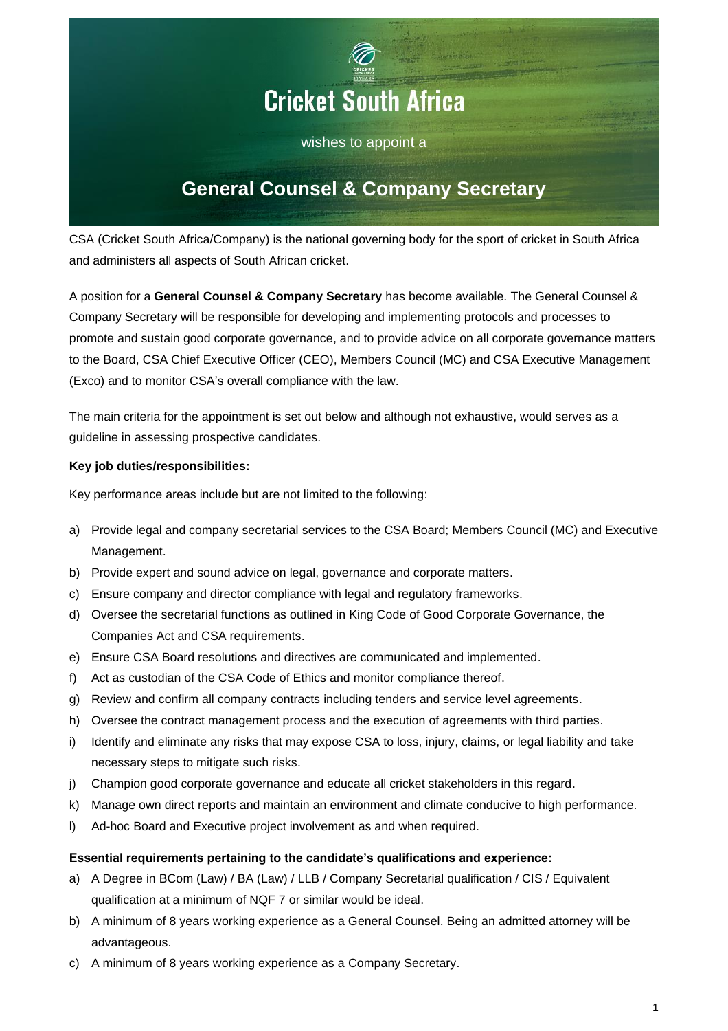# Cricket South Africa

wishes to appoint a

## General Counsel & Company Secretary

CSA (Cricket South Africa/Company) is the national governing body for the sport of cricket in South Africa and administers all aspects of South African cricket.

A position for a **General Counsel & Company Secretary** has become available. The General Counsel & Company Secretary will be responsible for developing and implementing protocols and processes to promote and sustain good corporate governance, and to provide advice on all corporate governance matters to the Board, CSA Chief Executive Officer (CEO), Members Council (MC) and CSA Executive Management (Exco) and to monitor CSA's overall compliance with the law.

The main criteria for the appointment is set out below and although not exhaustive, would serves as a guideline in assessing prospective candidates.

**Key job duties/responsibilities:**

Key performance areas include but are not limited to the following:

a) Provide legal and company secretarial services to the CSA Board; Members Council (MC) and Executive Management.
b) Provide expert and sound advice on legal, governance and corporate matters.
c) Ensure company and director compliance with legal and regulatory frameworks.
d) Oversee the secretarial functions as outlined in King Code of Good Corporate Governance, the Companies Act and CSA requirements.
e) Ensure CSA Board resolutions and directives are communicated and implemented.
f) Act as custodian of the CSA Code of Ethics and monitor compliance thereof.
g) Review and confirm all company contracts including tenders and service level agreements.
h) Oversee the contract management process and the execution of agreements with third parties.
i) Identify and eliminate any risks that may expose CSA to loss, injury, claims, or legal liability and take necessary steps to mitigate such risks.
j) Champion good corporate governance and educate all cricket stakeholders in this regard.
k) Manage own direct reports and maintain an environment and climate conducive to high performance.
l) Ad-hoc Board and Executive project involvement as and when required.

**Essential requirements pertaining to the candidate's qualifications and experience:**

a) A Degree in BCom (Law) / BA (Law) / LLB / Company Secretarial qualification / CIS / Equivalent qualification at a minimum of NQF 7 or similar would be ideal.
b) A minimum of 8 years working experience as a General Counsel. Being an admitted attorney will be advantageous.
c) A minimum of 8 years working experience as a Company Secretary.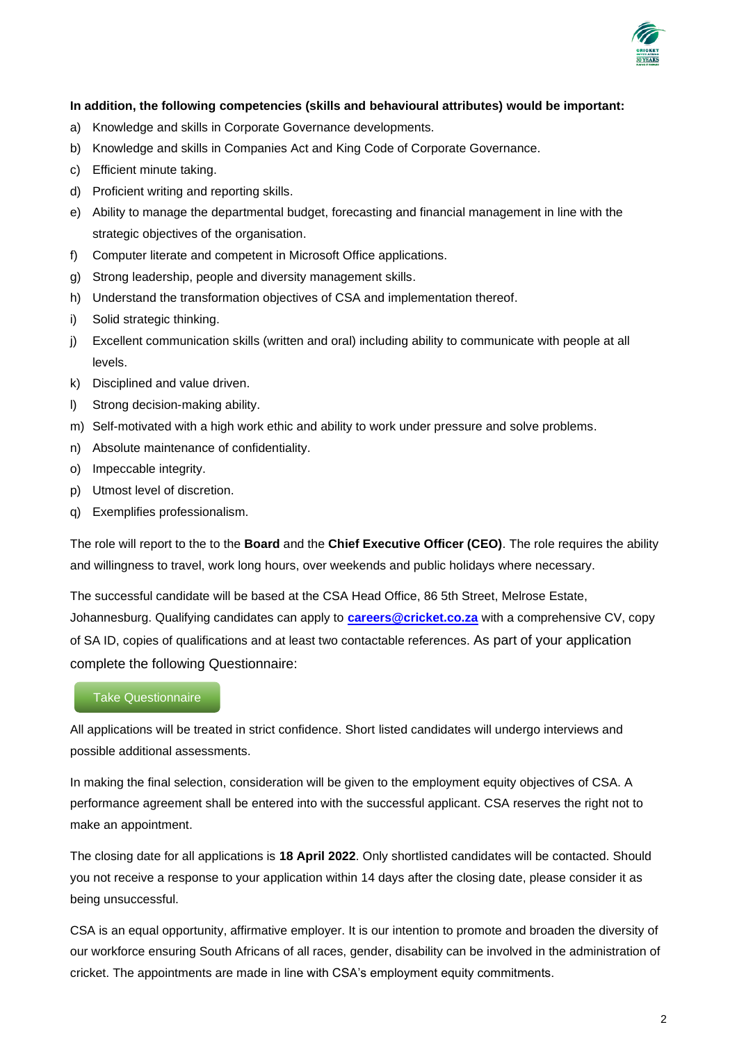**In addition, the following competencies (skills and behavioural attributes) would be important:**

a) Knowledge and skills in Corporate Governance developments.
b) Knowledge and skills in Companies Act and King Code of Corporate Governance.
c) Efficient minute taking.
d) Proficient writing and reporting skills.
e) Ability to manage the departmental budget, forecasting and financial management in line with the strategic objectives of the organisation.
f) Computer literate and competent in Microsoft Office applications.
g) Strong leadership, people and diversity management skills.
h) Understand the transformation objectives of CSA and implementation thereof.
i) Solid strategic thinking.
j) Excellent communication skills (written and oral) including ability to communicate with people at all levels.
k) Disciplined and value driven.
l) Strong decision-making ability.
m) Self-motivated with a high work ethic and ability to work under pressure and solve problems.
n) Absolute maintenance of confidentiality.
o) Impeccable integrity.
p) Utmost level of discretion.
q) Exemplifies professionalism.

The role will report to the to the **Board** and the **Chief Executive Officer (CEO)**. The role requires the ability and willingness to travel, work long hours, over weekends and public holidays where necessary.

The successful candidate will be based at the CSA Head Office, 86 5th Street, Melrose Estate, Johannesburg. Qualifying candidates can apply to **careers@cricket.co.za** with a comprehensive CV, copy of SA ID, copies of qualifications and at least two contactable references. As part of your application complete the following Questionnaire:

Take Questionnaire

All applications will be treated in strict confidence. Short listed candidates will undergo interviews and possible additional assessments.

In making the final selection, consideration will be given to the employment equity objectives of CSA. A performance agreement shall be entered into with the successful applicant. CSA reserves the right not to make an appointment.

The closing date for all applications is **18 April 2022**. Only shortlisted candidates will be contacted. Should you not receive a response to your application within 14 days after the closing date, please consider it as being unsuccessful.

CSA is an equal opportunity, affirmative employer. It is our intention to promote and broaden the diversity of our workforce ensuring South Africans of all races, gender, disability can be involved in the administration of cricket. The appointments are made in line with CSA's employment equity commitments.